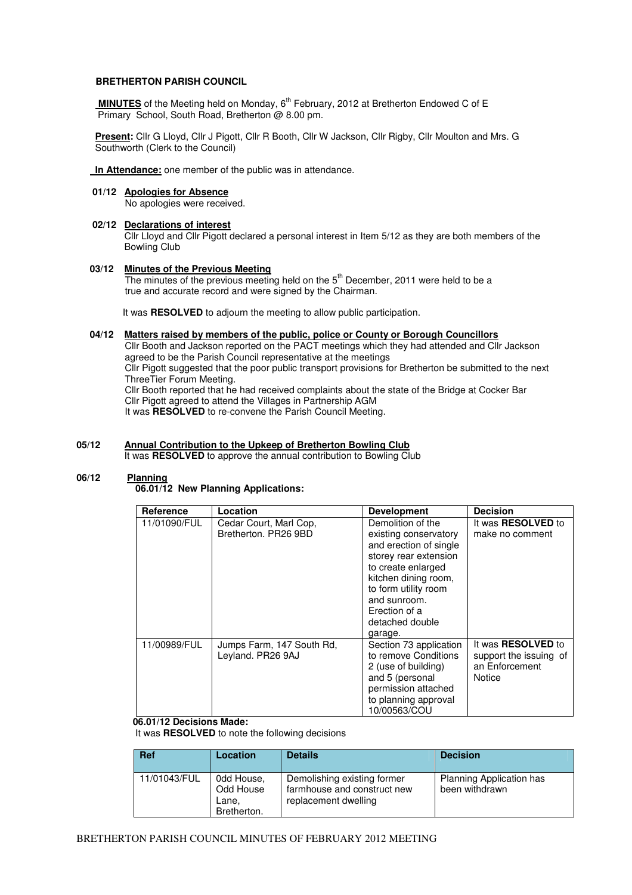**BRETHERTON PARISH COUNCIL**

**MINUTES** of the Meeting held on Monday, 6th February, 2012 at Bretherton Endowed C of E Primary School, South Road, Bretherton @ 8.00 pm.

**Present:** Cllr G Lloyd, Cllr J Pigott, Cllr R Booth, Cllr W Jackson, Cllr Rigby, Cllr Moulton and Mrs. G Southworth (Clerk to the Council)

**In Attendance:** one member of the public was in attendance.

**01/12 Apologies for Absence**

No apologies were received.

**02/12 Declarations of interest**

Cllr Lloyd and Cllr Pigott declared a personal interest in Item 5/12 as they are both members of the Bowling Club

**03/12 Minutes of the Previous Meeting**

The minutes of the previous meeting held on the 5th December, 2011 were held to be a true and accurate record and were signed by the Chairman.

It was **RESOLVED** to adjourn the meeting to allow public participation.

**04/12 Matters raised by members of the public, police or County or Borough Councillors**

Cllr Booth and Jackson reported on the PACT meetings which they had attended and Cllr Jackson agreed to be the Parish Council representative at the meetings

Cllr Pigott suggested that the poor public transport provisions for Bretherton be submitted to the next ThreeTier Forum Meeting.

Cllr Booth reported that he had received complaints about the state of the Bridge at Cocker Bar

Cllr Pigott agreed to attend the Villages in Partnership AGM

It was **RESOLVED** to re-convene the Parish Council Meeting.

**05/12 Annual Contribution to the Upkeep of Bretherton Bowling Club**

It was **RESOLVED** to approve the annual contribution to Bowling Club

**06/12 Planning**

**06.01/12 New Planning Applications:**

| Reference | Location | Development | Decision |
|---|---|---|---|
| 11/01090/FUL | Cedar Court, Marl Cop, Bretherton. PR26 9BD | Demolition of the existing conservatory and erection of single storey rear extension to create enlarged kitchen dining room, to form utility room and sunroom. Erection of a detached double garage. | It was **RESOLVED** to make no comment |
| 11/00989/FUL | Jumps Farm, 147 South Rd, Leyland. PR26 9AJ | Section 73 application to remove Conditions 2 (use of building) and 5 (personal permission attached to planning approval 10/00563/COU | It was **RESOLVED** to support the issuing of an Enforcement Notice |

**06.01/12 Decisions Made:**

It was **RESOLVED** to note the following decisions

| Ref | Location | Details | Decision |
|---|---|---|---|
| 11/01043/FUL | 0dd House, Odd House Lane, Bretherton. | Demolishing existing former farmhouse and construct new replacement dwelling | Planning Application has been withdrawn |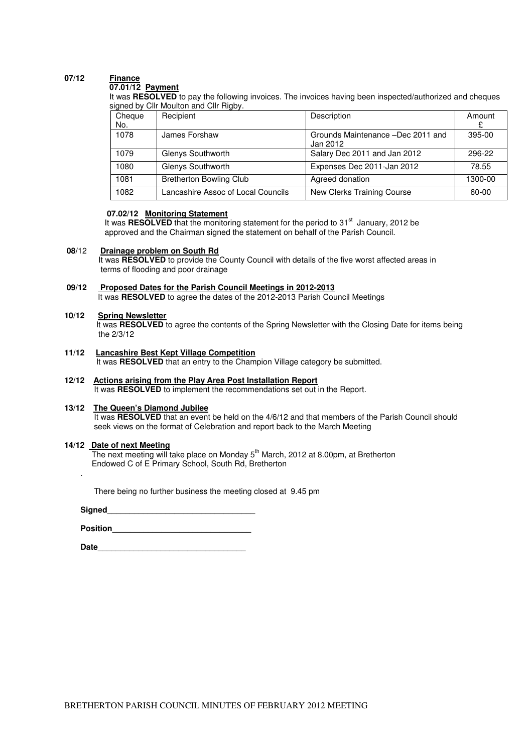**07/12 Finance**

**07.01/12 Payment**

It was **RESOLVED** to pay the following invoices. The invoices having been inspected/authorized and cheques signed by Cllr Moulton and Cllr Rigby.

| Cheque No. | Recipient | Description | Amount £ |
|---|---|---|---|
| 1078 | James Forshaw | Grounds Maintenance –Dec 2011 and Jan 2012 | 395-00 |
| 1079 | Glenys Southworth | Salary Dec 2011 and Jan 2012 | 296-22 |
| 1080 | Glenys Southworth | Expenses Dec 2011-Jan 2012 | 78.55 |
| 1081 | Bretherton Bowling Club | Agreed donation | 1300-00 |
| 1082 | Lancashire Assoc of Local Councils | New Clerks Training Course | 60-00 |

**07.02/12 Monitoring Statement**

It was **RESOLVED** that the monitoring statement for the period to 31st January, 2012 be approved and the Chairman signed the statement on behalf of the Parish Council.

**08/12 Drainage problem on South Rd**

It was **RESOLVED** to provide the County Council with details of the five worst affected areas in terms of flooding and poor drainage

**09/12 Proposed Dates for the Parish Council Meetings in 2012-2013**

It was **RESOLVED** to agree the dates of the 2012-2013 Parish Council Meetings

**10/12 Spring Newsletter**

It was **RESOLVED** to agree the contents of the Spring Newsletter with the Closing Date for items being the 2/3/12

**11/12 Lancashire Best Kept Village Competition**

It was **RESOLVED** that an entry to the Champion Village category be submitted.

**12/12 Actions arising from the Play Area Post Installation Report**

It was **RESOLVED** to implement the recommendations set out in the Report.

**13/12 The Queen's Diamond Jubilee**

It was **RESOLVED** that an event be held on the 4/6/12 and that members of the Parish Council should seek views on the format of Celebration and report back to the March Meeting

**14/12 Date of next Meeting**

The next meeting will take place on Monday 5th March, 2012 at 8.00pm, at Bretherton Endowed C of E Primary School, South Rd, Bretherton

.

There being no further business the meeting closed at 9.45 pm

**Signed**_______________________________

**Position**_____________________________

**Date**_______________________________